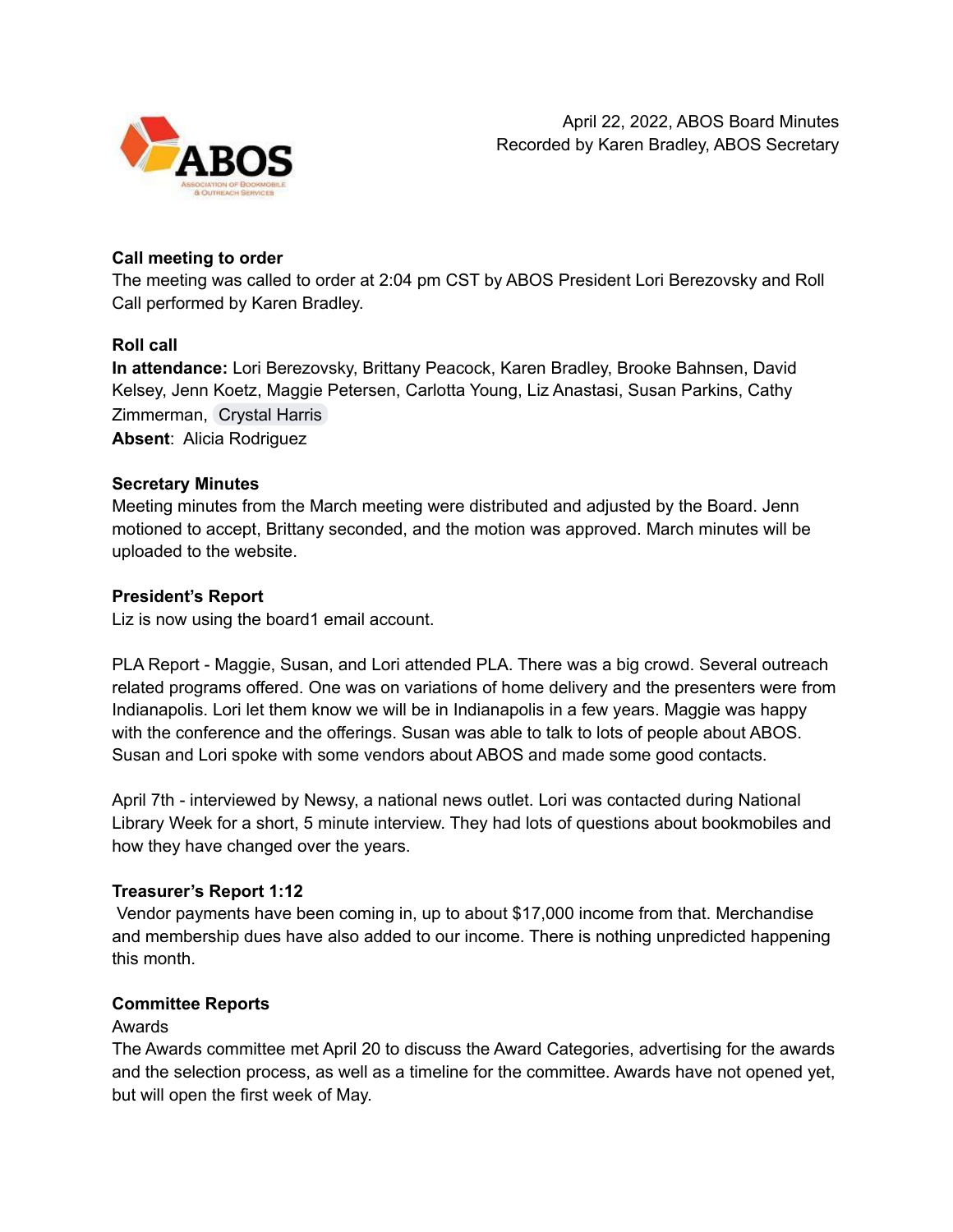April 22, 2022, ABOS Board Minutes
Recorded by Karen Bradley, ABOS Secretary

**Call meeting to order**

The meeting was called to order at 2:04 pm CST by ABOS President Lori Berezovsky and Roll Call performed by Karen Bradley.

**Roll call**

**In attendance:** Lori Berezovsky, Brittany Peacock, Karen Bradley, Brooke Bahnsen, David Kelsey, Jenn Koetz, Maggie Petersen, Carlotta Young, Liz Anastasi, Susan Parkins, Cathy Zimmerman, Crystal Harris

**Absent**: Alicia Rodriguez

**Secretary Minutes**

Meeting minutes from the March meeting were distributed and adjusted by the Board. Jenn motioned to accept, Brittany seconded, and the motion was approved. March minutes will be uploaded to the website.

**President's Report**

Liz is now using the board1 email account.

PLA Report - Maggie, Susan, and Lori attended PLA. There was a big crowd. Several outreach related programs offered. One was on variations of home delivery and the presenters were from Indianapolis. Lori let them know we will be in Indianapolis in a few years. Maggie was happy with the conference and the offerings. Susan was able to talk to lots of people about ABOS. Susan and Lori spoke with some vendors about ABOS and made some good contacts.

April 7th - interviewed by Newsy, a national news outlet. Lori was contacted during National Library Week for a short, 5 minute interview. They had lots of questions about bookmobiles and how they have changed over the years.

**Treasurer's Report 1:12**

Vendor payments have been coming in, up to about $17,000 income from that. Merchandise and membership dues have also added to our income. There is nothing unpredicted happening this month.

**Committee Reports**

Awards

The Awards committee met April 20 to discuss the Award Categories, advertising for the awards and the selection process, as well as a timeline for the committee. Awards have not opened yet, but will open the first week of May.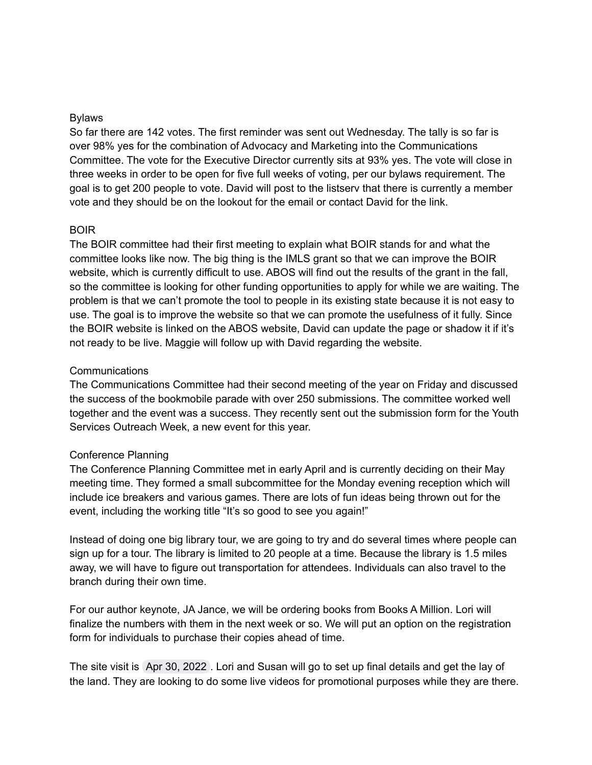### Bylaws

So far there are 142 votes. The first reminder was sent out Wednesday. The tally is so far is over 98% yes for the combination of Advocacy and Marketing into the Communications Committee. The vote for the Executive Director currently sits at 93% yes. The vote will close in three weeks in order to be open for five full weeks of voting, per our bylaws requirement. The goal is to get 200 people to vote. David will post to the listserv that there is currently a member vote and they should be on the lookout for the email or contact David for the link.

### BOIR

The BOIR committee had their first meeting to explain what BOIR stands for and what the committee looks like now. The big thing is the IMLS grant so that we can improve the BOIR website, which is currently difficult to use. ABOS will find out the results of the grant in the fall, so the committee is looking for other funding opportunities to apply for while we are waiting. The problem is that we can't promote the tool to people in its existing state because it is not easy to use. The goal is to improve the website so that we can promote the usefulness of it fully. Since the BOIR website is linked on the ABOS website, David can update the page or shadow it if it's not ready to be live. Maggie will follow up with David regarding the website.

### Communications

The Communications Committee had their second meeting of the year on Friday and discussed the success of the bookmobile parade with over 250 submissions. The committee worked well together and the event was a success. They recently sent out the submission form for the Youth Services Outreach Week, a new event for this year.

### Conference Planning

The Conference Planning Committee met in early April and is currently deciding on their May meeting time. They formed a small subcommittee for the Monday evening reception which will include ice breakers and various games. There are lots of fun ideas being thrown out for the event, including the working title "It's so good to see you again!"

Instead of doing one big library tour, we are going to try and do several times where people can sign up for a tour. The library is limited to 20 people at a time. Because the library is 1.5 miles away, we will have to figure out transportation for attendees. Individuals can also travel to the branch during their own time.

For our author keynote, JA Jance, we will be ordering books from Books A Million. Lori will finalize the numbers with them in the next week or so. We will put an option on the registration form for individuals to purchase their copies ahead of time.

The site visit is Apr 30, 2022 . Lori and Susan will go to set up final details and get the lay of the land. They are looking to do some live videos for promotional purposes while they are there.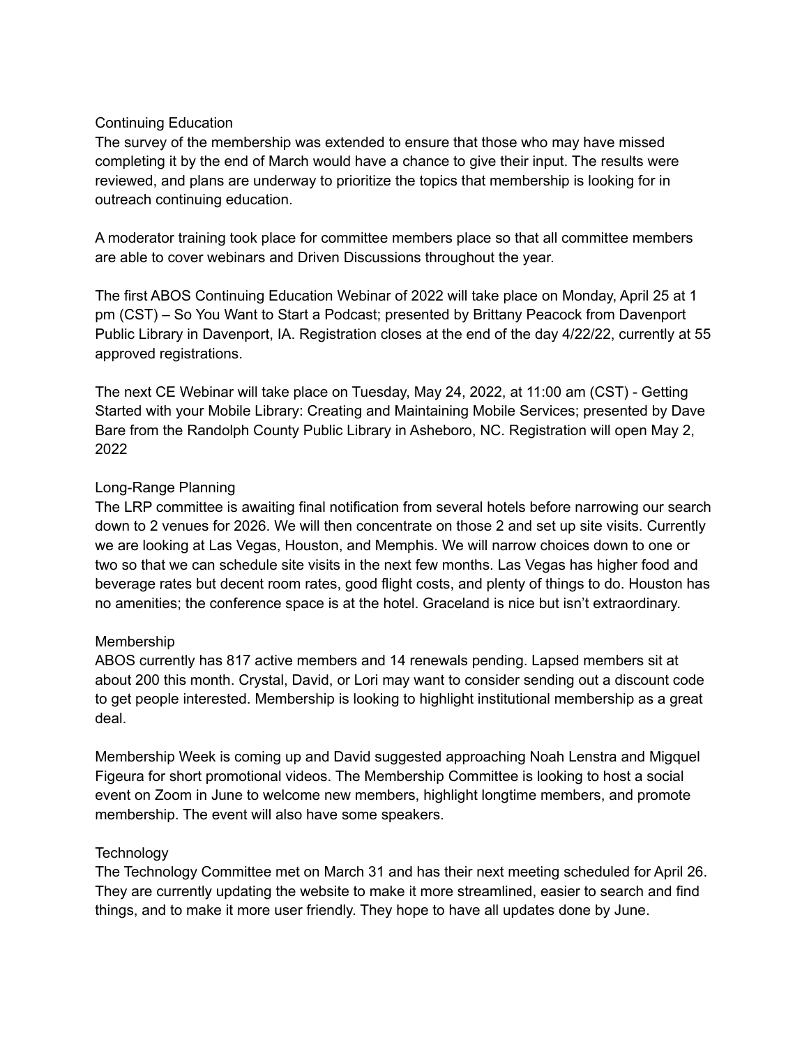## Continuing Education

The survey of the membership was extended to ensure that those who may have missed completing it by the end of March would have a chance to give their input. The results were reviewed, and plans are underway to prioritize the topics that membership is looking for in outreach continuing education.

A moderator training took place for committee members place so that all committee members are able to cover webinars and Driven Discussions throughout the year.

The first ABOS Continuing Education Webinar of 2022 will take place on Monday, April 25 at 1 pm (CST) – So You Want to Start a Podcast; presented by Brittany Peacock from Davenport Public Library in Davenport, IA. Registration closes at the end of the day 4/22/22, currently at 55 approved registrations.

The next CE Webinar will take place on Tuesday, May 24, 2022, at 11:00 am (CST) - Getting Started with your Mobile Library: Creating and Maintaining Mobile Services; presented by Dave Bare from the Randolph County Public Library in Asheboro, NC. Registration will open May 2, 2022

## Long-Range Planning

The LRP committee is awaiting final notification from several hotels before narrowing our search down to 2 venues for 2026. We will then concentrate on those 2 and set up site visits. Currently we are looking at Las Vegas, Houston, and Memphis. We will narrow choices down to one or two so that we can schedule site visits in the next few months. Las Vegas has higher food and beverage rates but decent room rates, good flight costs, and plenty of things to do. Houston has no amenities; the conference space is at the hotel. Graceland is nice but isn't extraordinary.

## Membership

ABOS currently has 817 active members and 14 renewals pending. Lapsed members sit at about 200 this month. Crystal, David, or Lori may want to consider sending out a discount code to get people interested. Membership is looking to highlight institutional membership as a great deal.

Membership Week is coming up and David suggested approaching Noah Lenstra and Migquel Figeura for short promotional videos. The Membership Committee is looking to host a social event on Zoom in June to welcome new members, highlight longtime members, and promote membership. The event will also have some speakers.

## Technology

The Technology Committee met on March 31 and has their next meeting scheduled for April 26. They are currently updating the website to make it more streamlined, easier to search and find things, and to make it more user friendly. They hope to have all updates done by June.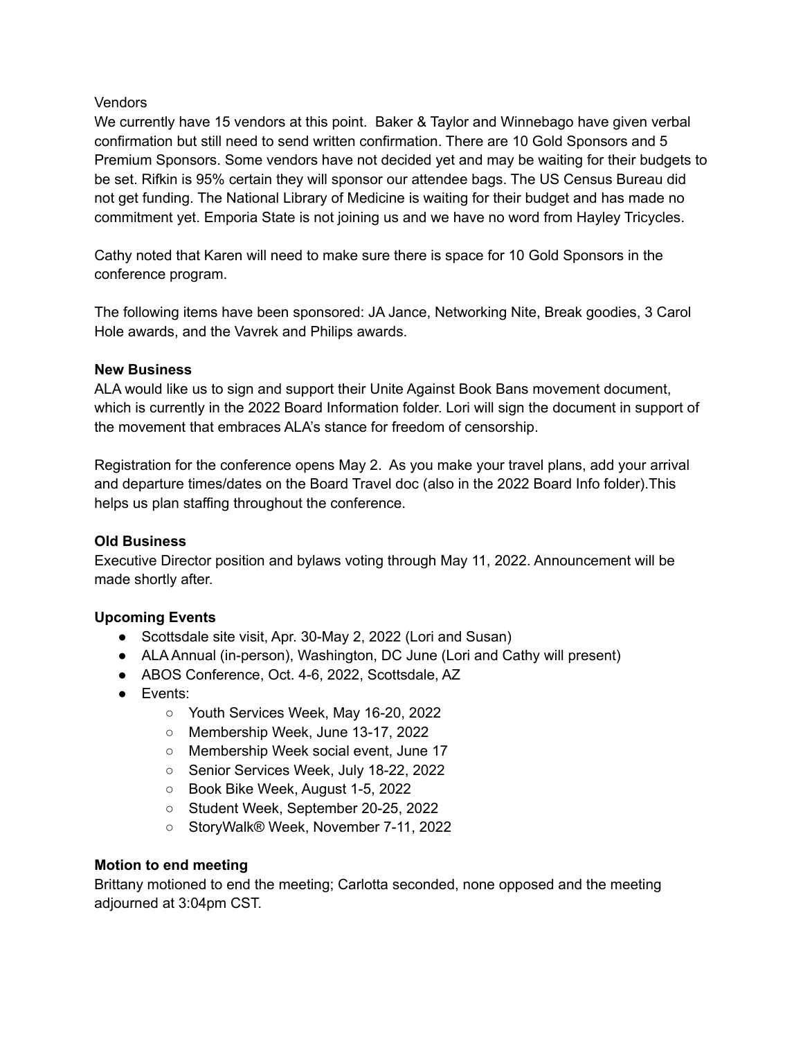Vendors

We currently have 15 vendors at this point. Baker & Taylor and Winnebago have given verbal confirmation but still need to send written confirmation. There are 10 Gold Sponsors and 5 Premium Sponsors. Some vendors have not decided yet and may be waiting for their budgets to be set. Rifkin is 95% certain they will sponsor our attendee bags. The US Census Bureau did not get funding. The National Library of Medicine is waiting for their budget and has made no commitment yet. Emporia State is not joining us and we have no word from Hayley Tricycles.

Cathy noted that Karen will need to make sure there is space for 10 Gold Sponsors in the conference program.

The following items have been sponsored: JA Jance, Networking Nite, Break goodies, 3 Carol Hole awards, and the Vavrek and Philips awards.

**New Business**

ALA would like us to sign and support their Unite Against Book Bans movement document, which is currently in the 2022 Board Information folder. Lori will sign the document in support of the movement that embraces ALA's stance for freedom of censorship.

Registration for the conference opens May 2. As you make your travel plans, add your arrival and departure times/dates on the Board Travel doc (also in the 2022 Board Info folder).This helps us plan staffing throughout the conference.

**Old Business**

Executive Director position and bylaws voting through May 11, 2022. Announcement will be made shortly after.

**Upcoming Events**

- Scottsdale site visit, Apr. 30-May 2, 2022 (Lori and Susan)
- ALA Annual (in-person), Washington, DC June (Lori and Cathy will present)
- ABOS Conference, Oct. 4-6, 2022, Scottsdale, AZ
- Events:
  - Youth Services Week, May 16-20, 2022
  - Membership Week, June 13-17, 2022
  - Membership Week social event, June 17
  - Senior Services Week, July 18-22, 2022
  - Book Bike Week, August 1-5, 2022
  - Student Week, September 20-25, 2022
  - StoryWalk® Week, November 7-11, 2022

**Motion to end meeting**

Brittany motioned to end the meeting; Carlotta seconded, none opposed and the meeting adjourned at 3:04pm CST.